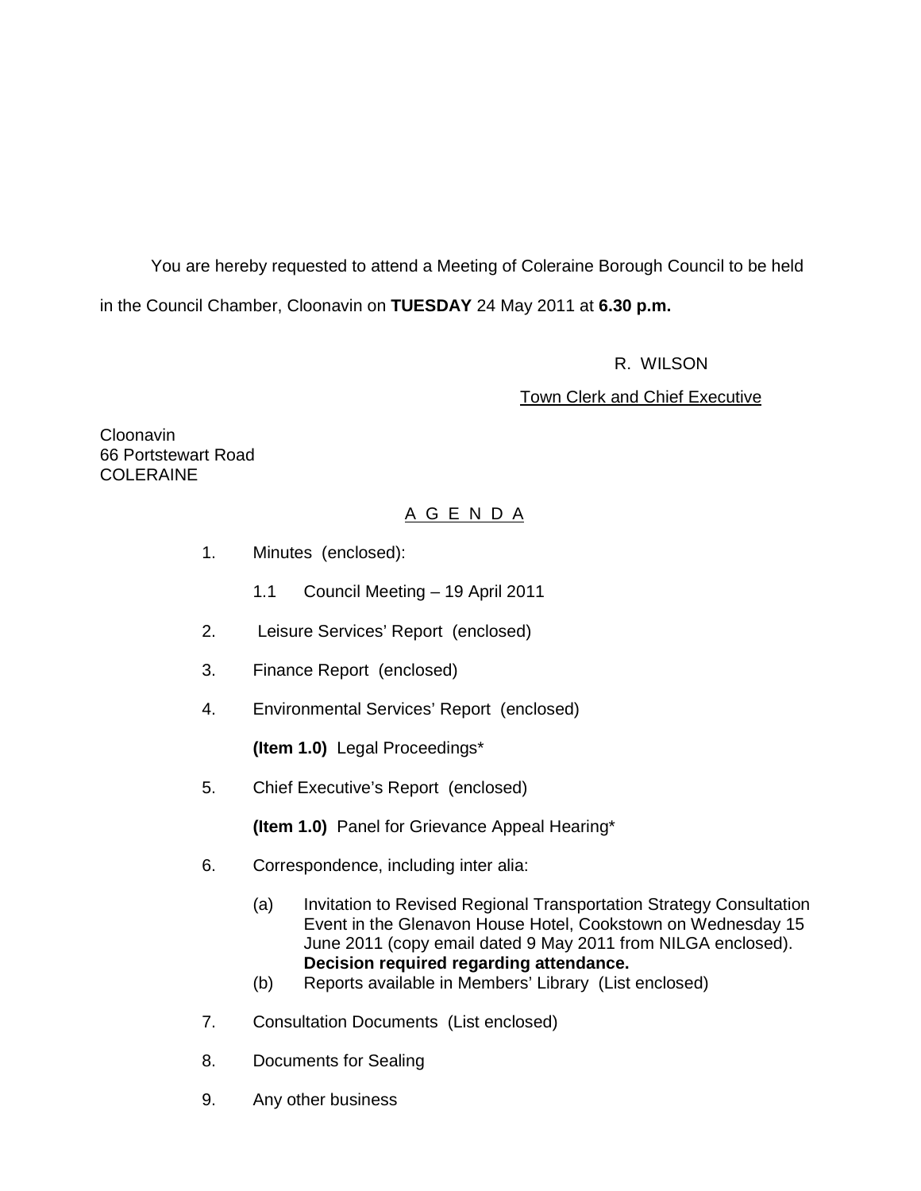You are hereby requested to attend a Meeting of Coleraine Borough Council to be held in the Council Chamber, Cloonavin on **TUESDAY** 24 May 2011 at **6.30 p.m.**

R. WILSON

Town Clerk and Chief Executive

Cloonavin
66 Portstewart Road
COLERAINE

## A G E N D A

1. Minutes (enclosed):

   1.1 Council Meeting – 19 April 2011

2. Leisure Services' Report (enclosed)

3. Finance Report (enclosed)

4. Environmental Services' Report (enclosed)

   **(Item 1.0)** Legal Proceedings*

5. Chief Executive's Report (enclosed)

   **(Item 1.0)** Panel for Grievance Appeal Hearing*

6. Correspondence, including inter alia:

   (a) Invitation to Revised Regional Transportation Strategy Consultation Event in the Glenavon House Hotel, Cookstown on Wednesday 15 June 2011 (copy email dated 9 May 2011 from NILGA enclosed). **Decision required regarding attendance.**

   (b) Reports available in Members' Library (List enclosed)

7. Consultation Documents (List enclosed)

8. Documents for Sealing

9. Any other business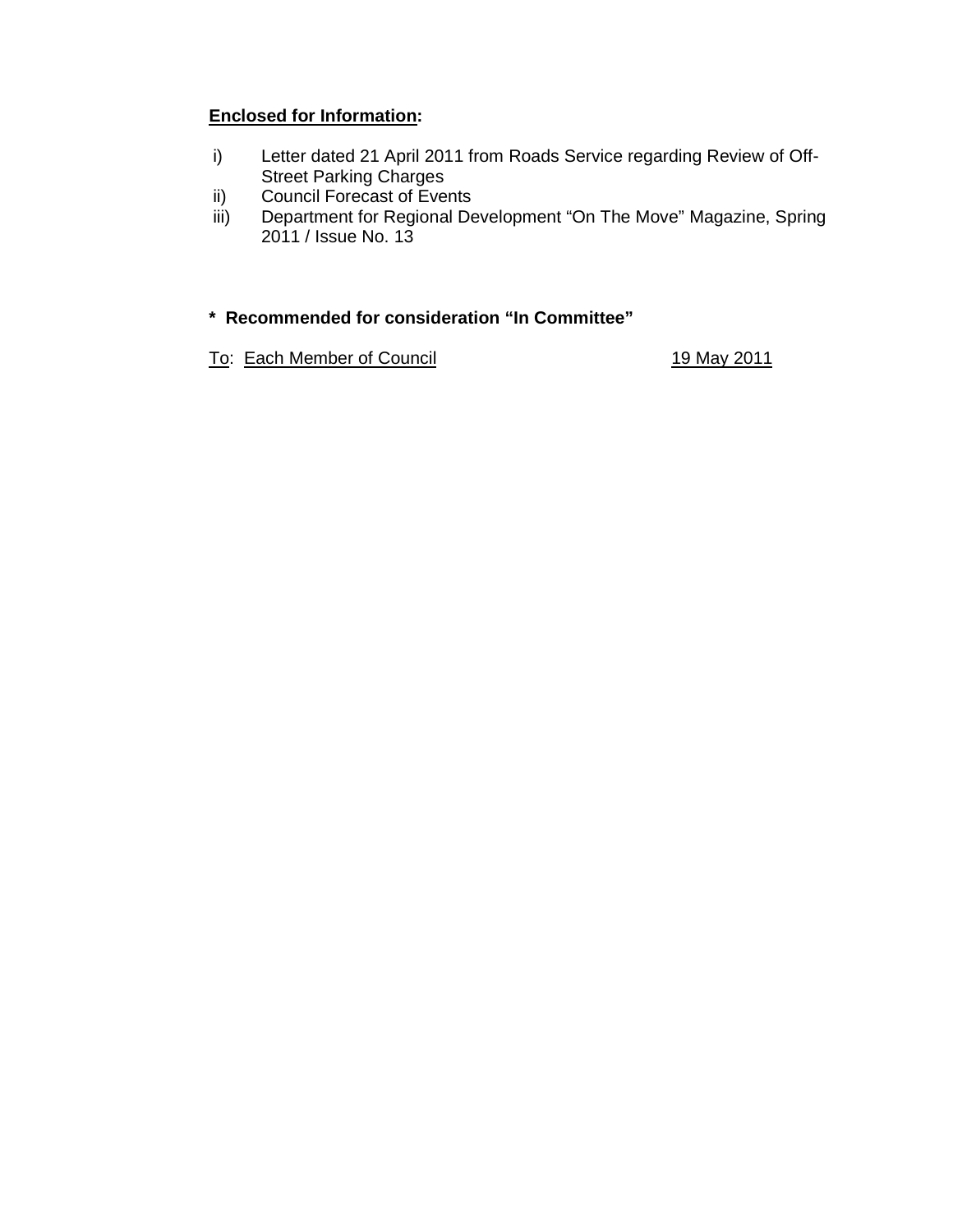**Enclosed for Information:**

i) Letter dated 21 April 2011 from Roads Service regarding Review of Off-Street Parking Charges
ii) Council Forecast of Events
iii) Department for Regional Development "On The Move" Magazine, Spring 2011 / Issue No. 13

**\* Recommended for consideration "In Committee"**

To: Each Member of Council 19 May 2011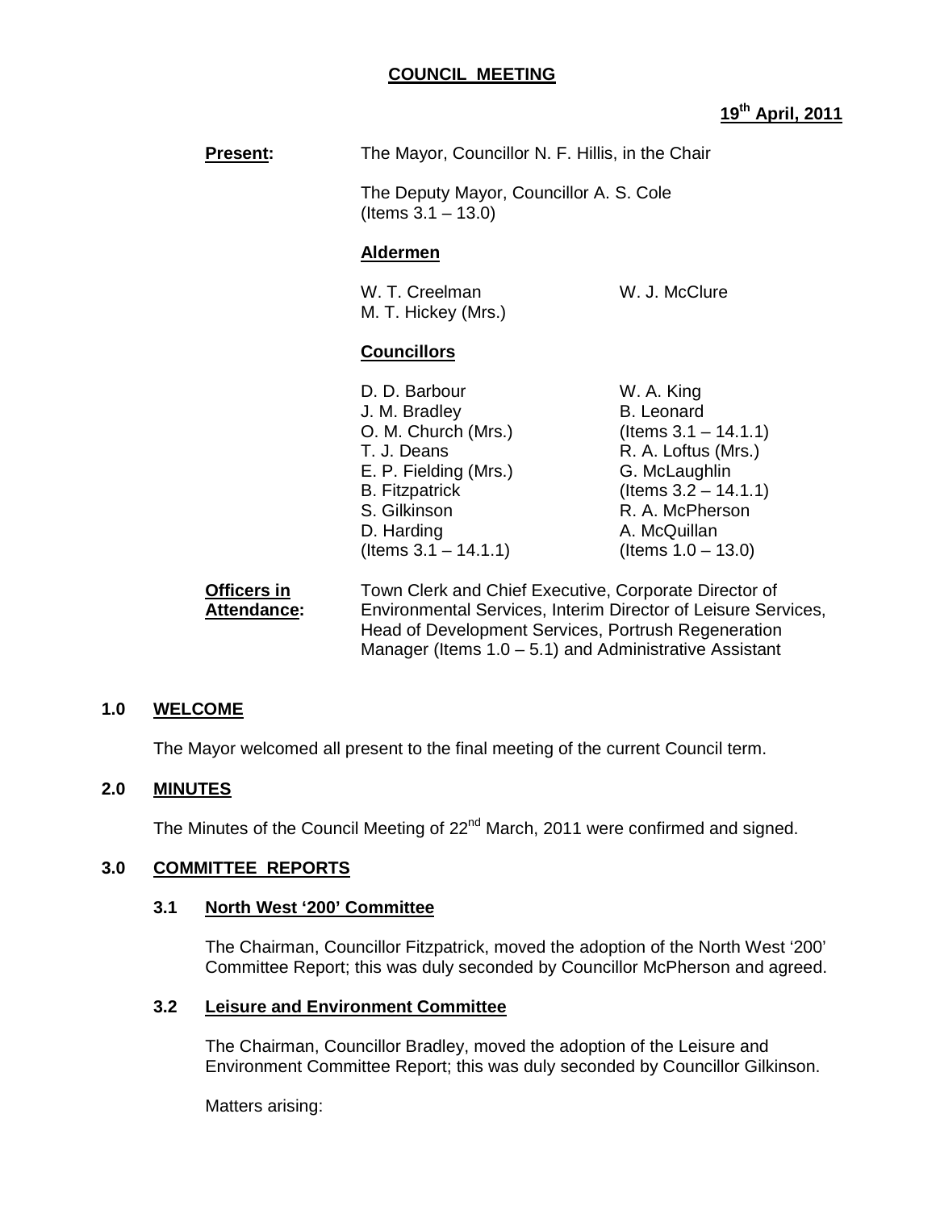**COUNCIL MEETING**

**19th April, 2011**

**Present:** The Mayor, Councillor N. F. Hillis, in the Chair

The Deputy Mayor, Councillor A. S. Cole (Items 3.1 – 13.0)

**Aldermen**

W. T. Creelman
M. T. Hickey (Mrs.)
W. J. McClure

**Councillors**

D. D. Barbour
J. M. Bradley
O. M. Church (Mrs.)
T. J. Deans
E. P. Fielding (Mrs.)
B. Fitzpatrick
S. Gilkinson
D. Harding (Items 3.1 – 14.1.1)
W. A. King
B. Leonard (Items 3.1 – 14.1.1)
R. A. Loftus (Mrs.)
G. McLaughlin (Items 3.2 – 14.1.1)
R. A. McPherson
A. McQuillan (Items 1.0 – 13.0)

**Officers in Attendance:** Town Clerk and Chief Executive, Corporate Director of Environmental Services, Interim Director of Leisure Services, Head of Development Services, Portrush Regeneration Manager (Items 1.0 – 5.1) and Administrative Assistant

## 1.0 WELCOME

The Mayor welcomed all present to the final meeting of the current Council term.

## 2.0 MINUTES

The Minutes of the Council Meeting of 22nd March, 2011 were confirmed and signed.

## 3.0 COMMITTEE REPORTS

### 3.1 North West '200' Committee

The Chairman, Councillor Fitzpatrick, moved the adoption of the North West '200' Committee Report; this was duly seconded by Councillor McPherson and agreed.

### 3.2 Leisure and Environment Committee

The Chairman, Councillor Bradley, moved the adoption of the Leisure and Environment Committee Report; this was duly seconded by Councillor Gilkinson.

Matters arising: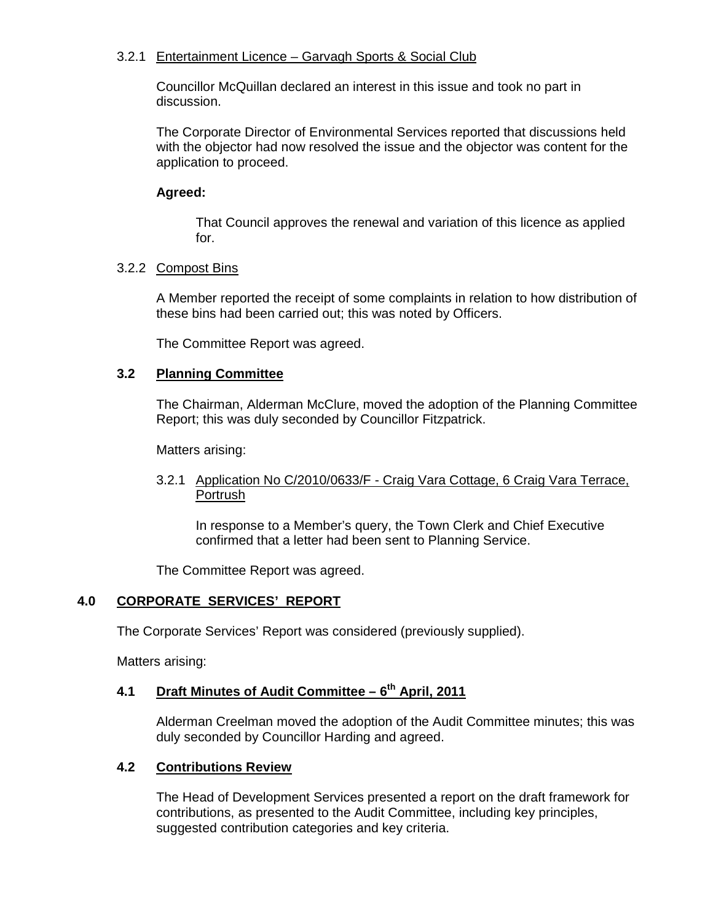3.2.1 Entertainment Licence – Garvagh Sports & Social Club

Councillor McQuillan declared an interest in this issue and took no part in discussion.

The Corporate Director of Environmental Services reported that discussions held with the objector had now resolved the issue and the objector was content for the application to proceed.

**Agreed:**

That Council approves the renewal and variation of this licence as applied for.

3.2.2 Compost Bins

A Member reported the receipt of some complaints in relation to how distribution of these bins had been carried out; this was noted by Officers.

The Committee Report was agreed.

### 3.2 Planning Committee

The Chairman, Alderman McClure, moved the adoption of the Planning Committee Report; this was duly seconded by Councillor Fitzpatrick.

Matters arising:

3.2.1 Application No C/2010/0633/F - Craig Vara Cottage, 6 Craig Vara Terrace, Portrush

In response to a Member's query, the Town Clerk and Chief Executive confirmed that a letter had been sent to Planning Service.

The Committee Report was agreed.

## 4.0 CORPORATE SERVICES' REPORT

The Corporate Services' Report was considered (previously supplied).

Matters arising:

### 4.1 Draft Minutes of Audit Committee – 6th April, 2011

Alderman Creelman moved the adoption of the Audit Committee minutes; this was duly seconded by Councillor Harding and agreed.

### 4.2 Contributions Review

The Head of Development Services presented a report on the draft framework for contributions, as presented to the Audit Committee, including key principles, suggested contribution categories and key criteria.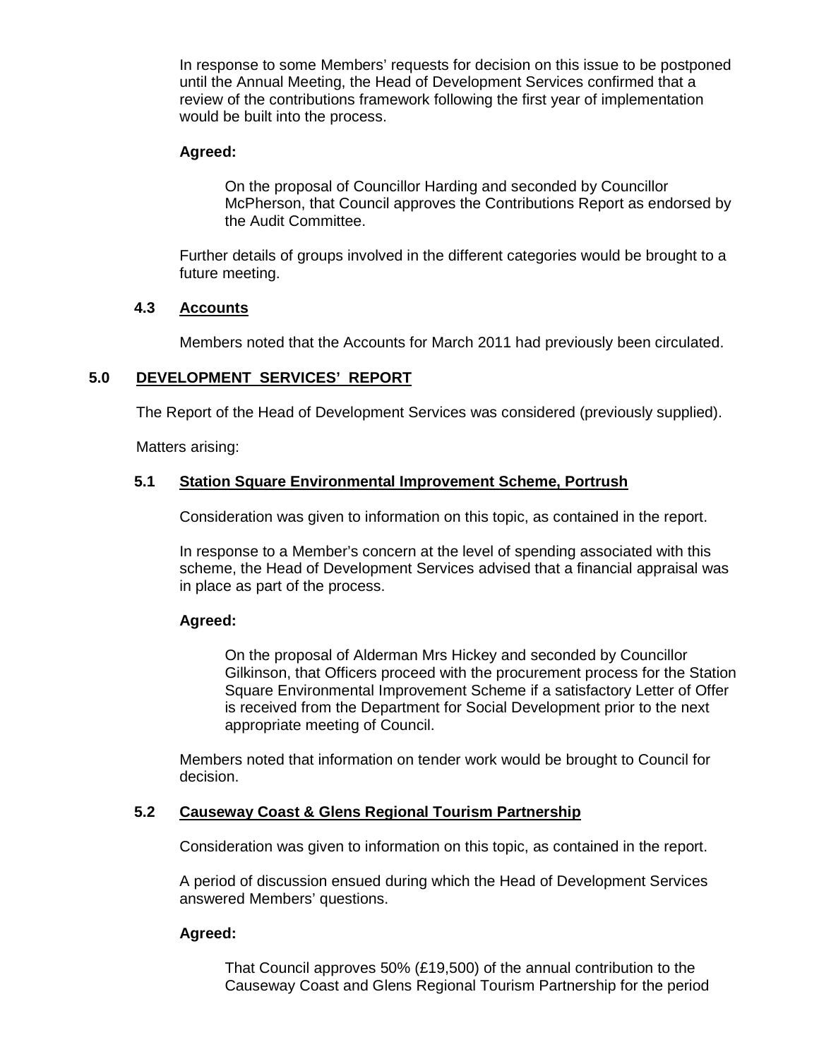In response to some Members' requests for decision on this issue to be postponed until the Annual Meeting, the Head of Development Services confirmed that a review of the contributions framework following the first year of implementation would be built into the process.

**Agreed:**

On the proposal of Councillor Harding and seconded by Councillor McPherson, that Council approves the Contributions Report as endorsed by the Audit Committee.

Further details of groups involved in the different categories would be brought to a future meeting.

### 4.3 Accounts

Members noted that the Accounts for March 2011 had previously been circulated.

## 5.0 DEVELOPMENT SERVICES' REPORT

The Report of the Head of Development Services was considered (previously supplied).

Matters arising:

### 5.1 Station Square Environmental Improvement Scheme, Portrush

Consideration was given to information on this topic, as contained in the report.

In response to a Member's concern at the level of spending associated with this scheme, the Head of Development Services advised that a financial appraisal was in place as part of the process.

**Agreed:**

On the proposal of Alderman Mrs Hickey and seconded by Councillor Gilkinson, that Officers proceed with the procurement process for the Station Square Environmental Improvement Scheme if a satisfactory Letter of Offer is received from the Department for Social Development prior to the next appropriate meeting of Council.

Members noted that information on tender work would be brought to Council for decision.

### 5.2 Causeway Coast & Glens Regional Tourism Partnership

Consideration was given to information on this topic, as contained in the report.

A period of discussion ensued during which the Head of Development Services answered Members' questions.

**Agreed:**

That Council approves 50% (£19,500) of the annual contribution to the Causeway Coast and Glens Regional Tourism Partnership for the period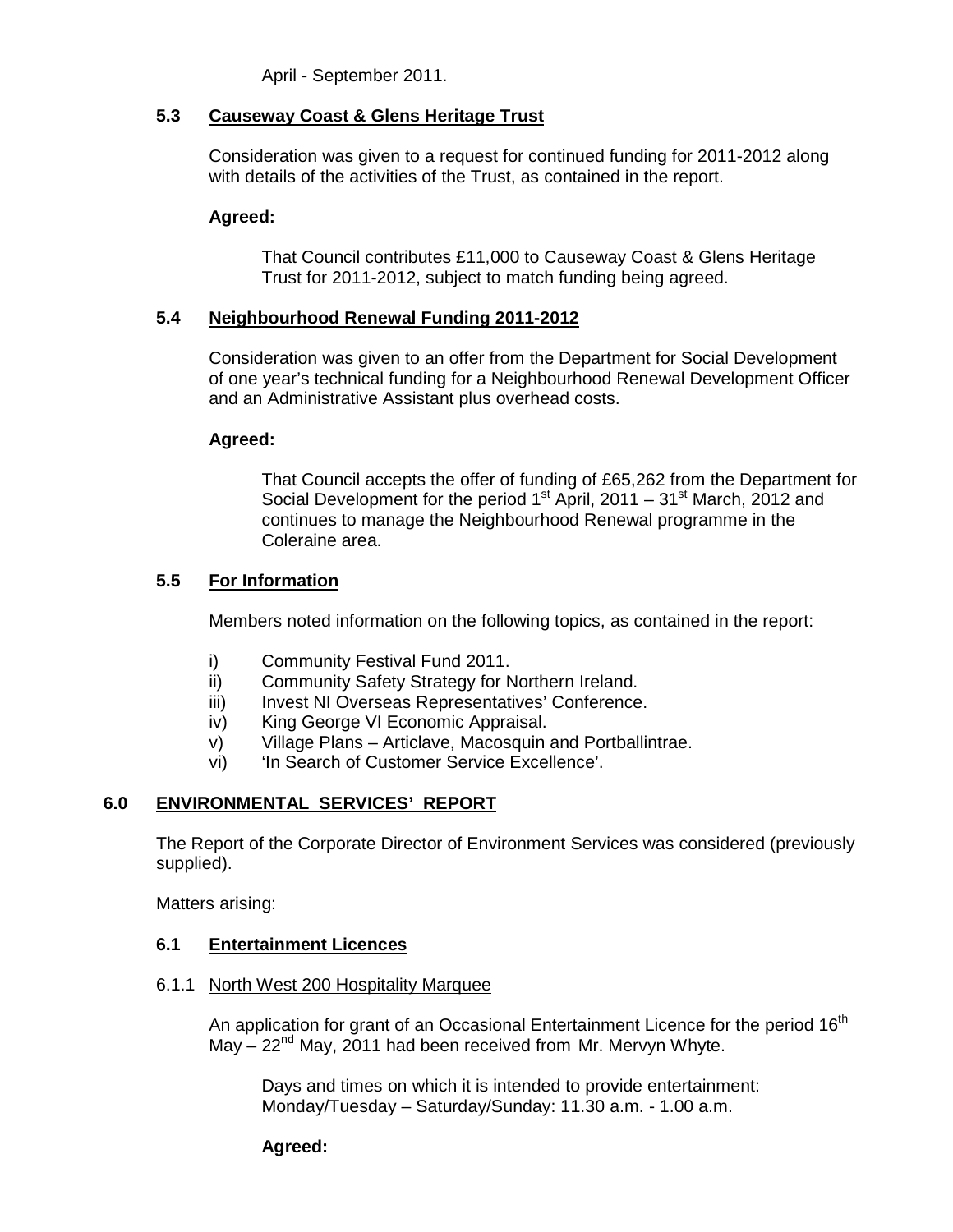April - September 2011.

### 5.3 Causeway Coast & Glens Heritage Trust

Consideration was given to a request for continued funding for 2011-2012 along with details of the activities of the Trust, as contained in the report.

**Agreed:**

That Council contributes £11,000 to Causeway Coast & Glens Heritage Trust for 2011-2012, subject to match funding being agreed.

### 5.4 Neighbourhood Renewal Funding 2011-2012

Consideration was given to an offer from the Department for Social Development of one year's technical funding for a Neighbourhood Renewal Development Officer and an Administrative Assistant plus overhead costs.

**Agreed:**

That Council accepts the offer of funding of £65,262 from the Department for Social Development for the period 1st April, 2011 – 31st March, 2012 and continues to manage the Neighbourhood Renewal programme in the Coleraine area.

### 5.5 For Information

Members noted information on the following topics, as contained in the report:

i) Community Festival Fund 2011.
ii) Community Safety Strategy for Northern Ireland.
iii) Invest NI Overseas Representatives' Conference.
iv) King George VI Economic Appraisal.
v) Village Plans – Articlave, Macosquin and Portballintrae.
vi) 'In Search of Customer Service Excellence'.

## 6.0 ENVIRONMENTAL SERVICES' REPORT

The Report of the Corporate Director of Environment Services was considered (previously supplied).

Matters arising:

### 6.1 Entertainment Licences

#### 6.1.1 North West 200 Hospitality Marquee

An application for grant of an Occasional Entertainment Licence for the period 16th May – 22nd May, 2011 had been received from Mr. Mervyn Whyte.

Days and times on which it is intended to provide entertainment:
Monday/Tuesday – Saturday/Sunday: 11.30 a.m. - 1.00 a.m.

**Agreed:**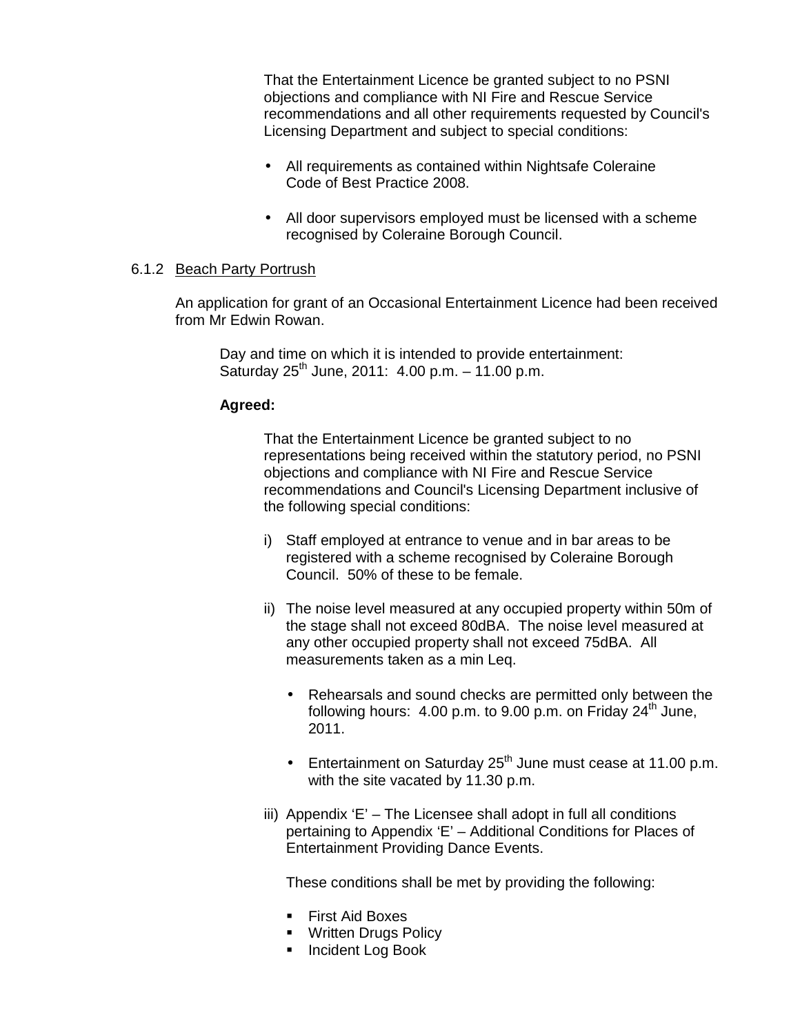That the Entertainment Licence be granted subject to no PSNI objections and compliance with NI Fire and Rescue Service recommendations and all other requirements requested by Council's Licensing Department and subject to special conditions:

- All requirements as contained within Nightsafe Coleraine Code of Best Practice 2008.
- All door supervisors employed must be licensed with a scheme recognised by Coleraine Borough Council.

6.1.2 Beach Party Portrush

An application for grant of an Occasional Entertainment Licence had been received from Mr Edwin Rowan.

Day and time on which it is intended to provide entertainment:
Saturday 25th June, 2011: 4.00 p.m. – 11.00 p.m.

**Agreed:**

That the Entertainment Licence be granted subject to no representations being received within the statutory period, no PSNI objections and compliance with NI Fire and Rescue Service recommendations and Council's Licensing Department inclusive of the following special conditions:

i) Staff employed at entrance to venue and in bar areas to be registered with a scheme recognised by Coleraine Borough Council. 50% of these to be female.

ii) The noise level measured at any occupied property within 50m of the stage shall not exceed 80dBA. The noise level measured at any other occupied property shall not exceed 75dBA. All measurements taken as a min Leq.

   - Rehearsals and sound checks are permitted only between the following hours: 4.00 p.m. to 9.00 p.m. on Friday 24th June, 2011.
   - Entertainment on Saturday 25th June must cease at 11.00 p.m. with the site vacated by 11.30 p.m.

iii) Appendix 'E' – The Licensee shall adopt in full all conditions pertaining to Appendix 'E' – Additional Conditions for Places of Entertainment Providing Dance Events.

   These conditions shall be met by providing the following:

   - First Aid Boxes
   - Written Drugs Policy
   - Incident Log Book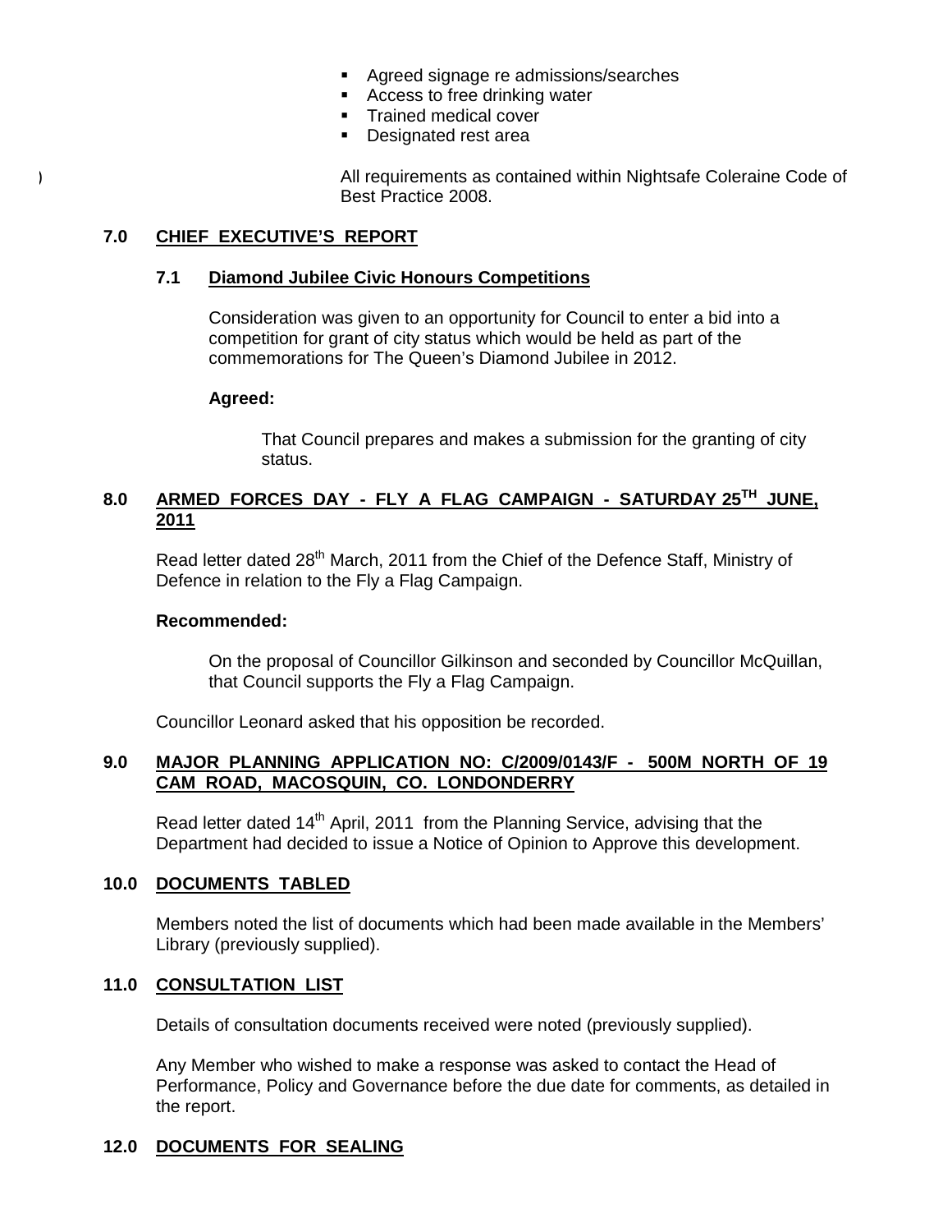- Agreed signage re admissions/searches
- Access to free drinking water
- Trained medical cover
- Designated rest area

All requirements as contained within Nightsafe Coleraine Code of Best Practice 2008.

## 7.0 CHIEF EXECUTIVE'S REPORT

### 7.1 Diamond Jubilee Civic Honours Competitions

Consideration was given to an opportunity for Council to enter a bid into a competition for grant of city status which would be held as part of the commemorations for The Queen's Diamond Jubilee in 2012.

**Agreed:**

That Council prepares and makes a submission for the granting of city status.

## 8.0 ARMED FORCES DAY - FLY A FLAG CAMPAIGN - SATURDAY 25TH JUNE, 2011

Read letter dated 28th March, 2011 from the Chief of the Defence Staff, Ministry of Defence in relation to the Fly a Flag Campaign.

**Recommended:**

On the proposal of Councillor Gilkinson and seconded by Councillor McQuillan, that Council supports the Fly a Flag Campaign.

Councillor Leonard asked that his opposition be recorded.

## 9.0 MAJOR PLANNING APPLICATION NO: C/2009/0143/F - 500M NORTH OF 19 CAM ROAD, MACOSQUIN, CO. LONDONDERRY

Read letter dated 14th April, 2011 from the Planning Service, advising that the Department had decided to issue a Notice of Opinion to Approve this development.

## 10.0 DOCUMENTS TABLED

Members noted the list of documents which had been made available in the Members' Library (previously supplied).

## 11.0 CONSULTATION LIST

Details of consultation documents received were noted (previously supplied).

Any Member who wished to make a response was asked to contact the Head of Performance, Policy and Governance before the due date for comments, as detailed in the report.

## 12.0 DOCUMENTS FOR SEALING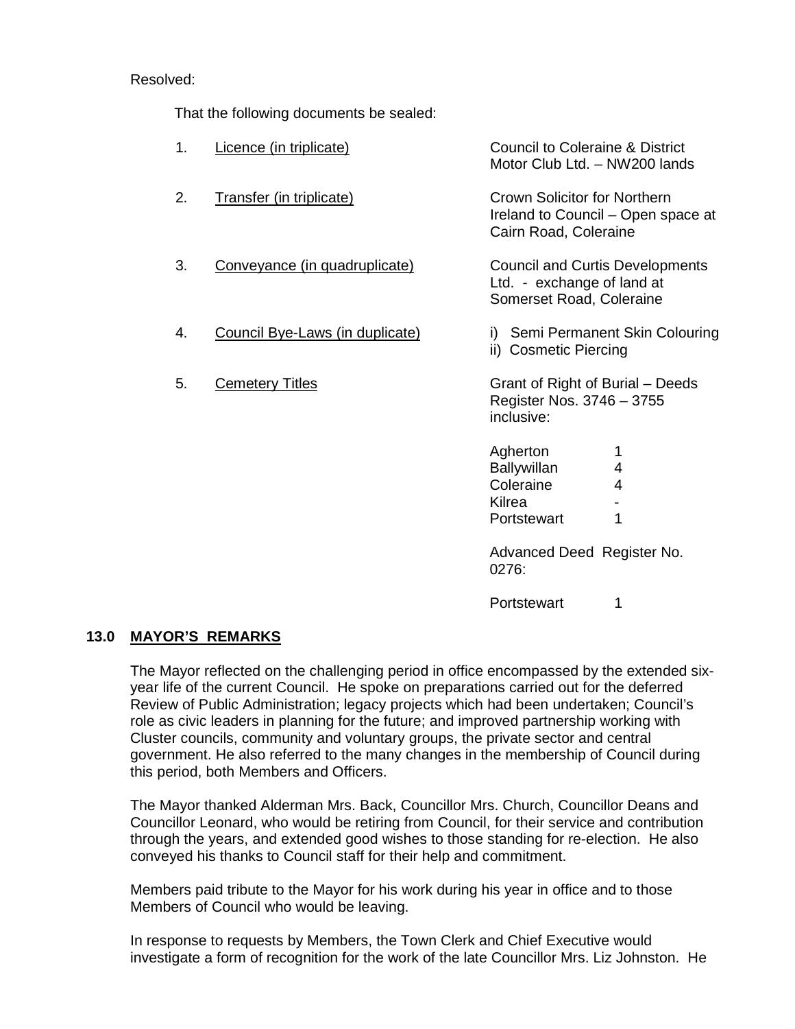Resolved:

That the following documents be sealed:

| | | |
|---|---|---|
| 1. | Licence (in triplicate) | Council to Coleraine & District Motor Club Ltd. – NW200 lands |
| 2. | Transfer (in triplicate) | Crown Solicitor for Northern Ireland to Council – Open space at Cairn Road, Coleraine |
| 3. | Conveyance (in quadruplicate) | Council and Curtis Developments Ltd. - exchange of land at Somerset Road, Coleraine |
| 4. | Council Bye-Laws (in duplicate) | i) Semi Permanent Skin Colouring<br>ii) Cosmetic Piercing |
| 5. | Cemetery Titles | Grant of Right of Burial – Deeds Register Nos. 3746 – 3755 inclusive: |

| | |
|---|---|
| Agherton | 1 |
| Ballywillan | 4 |
| Coleraine | 4 |
| Kilrea | - |
| Portstewart | 1 |

Advanced Deed Register No. 0276:

| | |
|---|---|
| Portstewart | 1 |

## 13.0 MAYOR'S REMARKS

The Mayor reflected on the challenging period in office encompassed by the extended six-year life of the current Council. He spoke on preparations carried out for the deferred Review of Public Administration; legacy projects which had been undertaken; Council's role as civic leaders in planning for the future; and improved partnership working with Cluster councils, community and voluntary groups, the private sector and central government. He also referred to the many changes in the membership of Council during this period, both Members and Officers.

The Mayor thanked Alderman Mrs. Back, Councillor Mrs. Church, Councillor Deans and Councillor Leonard, who would be retiring from Council, for their service and contribution through the years, and extended good wishes to those standing for re-election. He also conveyed his thanks to Council staff for their help and commitment.

Members paid tribute to the Mayor for his work during his year in office and to those Members of Council who would be leaving.

In response to requests by Members, the Town Clerk and Chief Executive would investigate a form of recognition for the work of the late Councillor Mrs. Liz Johnston. He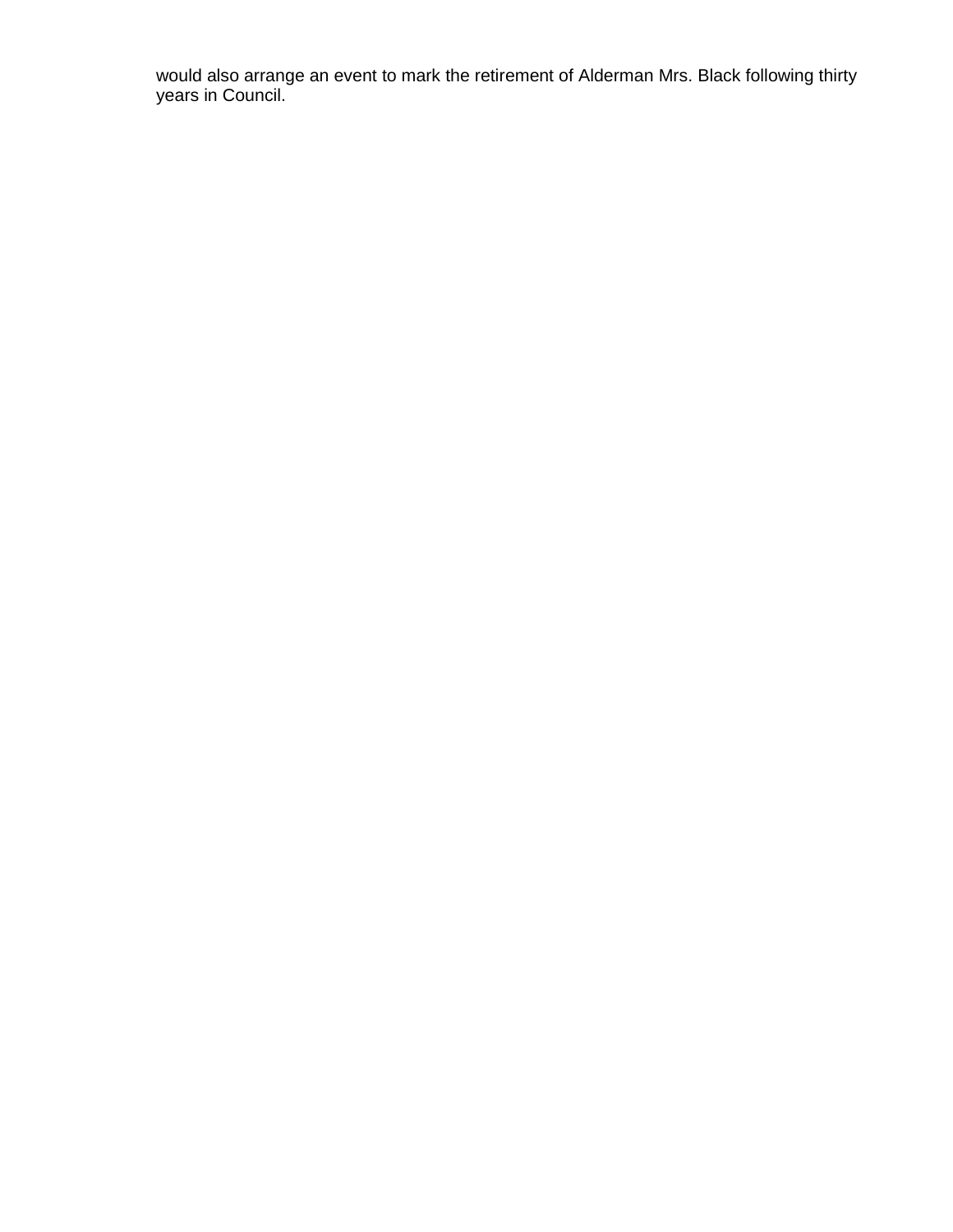would also arrange an event to mark the retirement of Alderman Mrs. Black following thirty years in Council.